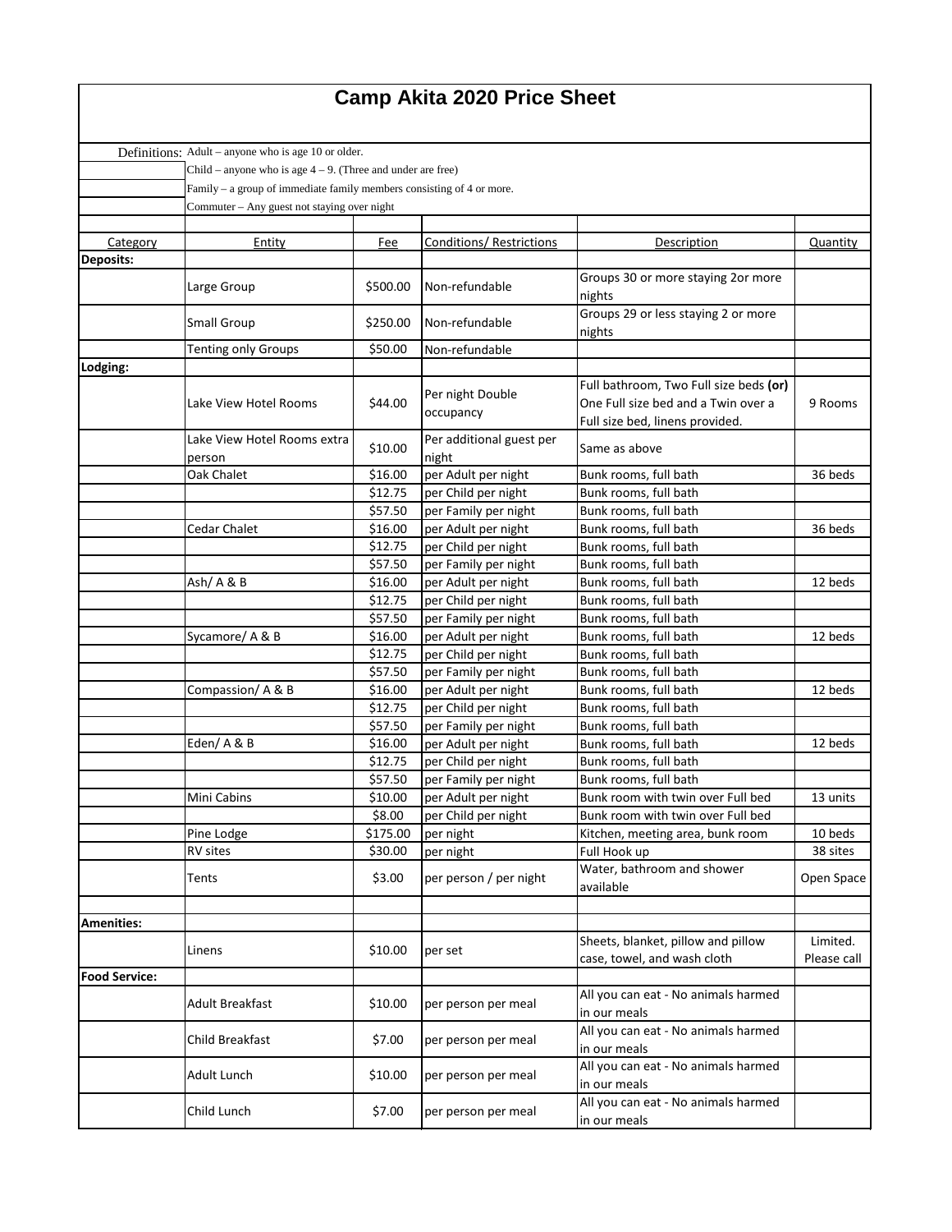# Camp Akita 2020 Price Sheet

Definitions: Adult – anyone who is age 10 or older.
Child – anyone who is age 4 – 9. (Three and under are free)
Family – a group of immediate family members consisting of 4 or more.
Commuter – Any guest not staying over night

| Category | Entity | Fee | Conditions/ Restrictions | Description | Quantity |
|---|---|---|---|---|---|
| **Deposits:** | | | | | |
| | Large Group | $500.00 | Non-refundable | Groups 30 or more staying 2or more nights | |
| | Small Group | $250.00 | Non-refundable | Groups 29 or less staying 2 or more nights | |
| | Tenting only Groups | $50.00 | Non-refundable | | |
| **Lodging:** | | | | | |
| | Lake View Hotel Rooms | $44.00 | Per night Double occupancy | Full bathroom, Two Full size beds **(or)** One Full size bed and a Twin over a Full size bed, linens provided. | 9 Rooms |
| | Lake View Hotel Rooms extra person | $10.00 | Per additional guest per night | Same as above | |
| | Oak Chalet | $16.00 | per Adult per night | Bunk rooms, full bath | 36 beds |
| | | $12.75 | per Child per night | Bunk rooms, full bath | |
| | | $57.50 | per Family per night | Bunk rooms, full bath | |
| | Cedar Chalet | $16.00 | per Adult per night | Bunk rooms, full bath | 36 beds |
| | | $12.75 | per Child per night | Bunk rooms, full bath | |
| | | $57.50 | per Family per night | Bunk rooms, full bath | |
| | Ash/ A & B | $16.00 | per Adult per night | Bunk rooms, full bath | 12 beds |
| | | $12.75 | per Child per night | Bunk rooms, full bath | |
| | | $57.50 | per Family per night | Bunk rooms, full bath | |
| | Sycamore/ A & B | $16.00 | per Adult per night | Bunk rooms, full bath | 12 beds |
| | | $12.75 | per Child per night | Bunk rooms, full bath | |
| | | $57.50 | per Family per night | Bunk rooms, full bath | |
| | Compassion/ A & B | $16.00 | per Adult per night | Bunk rooms, full bath | 12 beds |
| | | $12.75 | per Child per night | Bunk rooms, full bath | |
| | | $57.50 | per Family per night | Bunk rooms, full bath | |
| | Eden/ A & B | $16.00 | per Adult per night | Bunk rooms, full bath | 12 beds |
| | | $12.75 | per Child per night | Bunk rooms, full bath | |
| | | $57.50 | per Family per night | Bunk rooms, full bath | |
| | Mini Cabins | $10.00 | per Adult per night | Bunk room with twin over Full bed | 13 units |
| | | $8.00 | per Child per night | Bunk room with twin over Full bed | |
| | Pine Lodge | $175.00 | per night | Kitchen, meeting area, bunk room | 10 beds |
| | RV sites | $30.00 | per night | Full Hook up | 38 sites |
| | Tents | $3.00 | per person / per night | Water, bathroom and shower available | Open Space |
| | | | | | |
| **Amenities:** | | | | | |
| | Linens | $10.00 | per set | Sheets, blanket, pillow and pillow case, towel, and wash cloth | Limited. Please call |
| **Food Service:** | | | | | |
| | Adult Breakfast | $10.00 | per person per meal | All you can eat - No animals harmed in our meals | |
| | Child Breakfast | $7.00 | per person per meal | All you can eat - No animals harmed in our meals | |
| | Adult Lunch | $10.00 | per person per meal | All you can eat - No animals harmed in our meals | |
| | Child Lunch | $7.00 | per person per meal | All you can eat - No animals harmed in our meals | |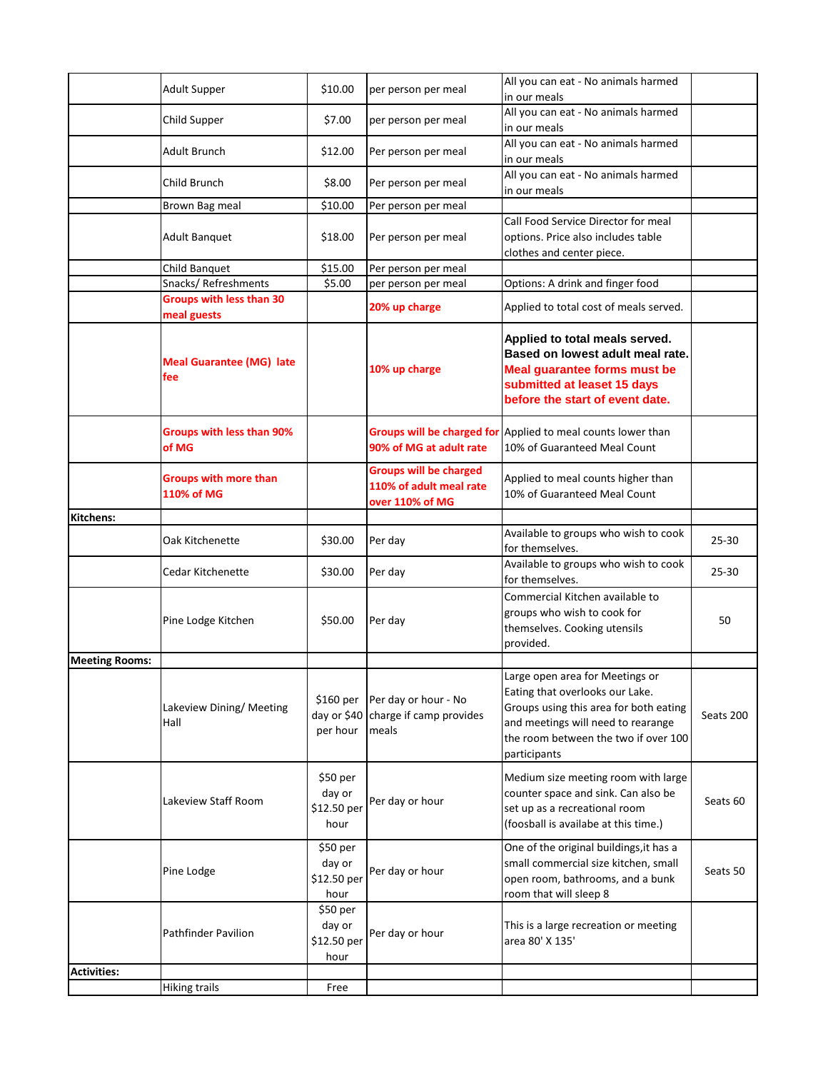| | | | | | |
|---|---|---|---|---|---|
| | Adult Supper | $10.00 | per person per meal | All you can eat - No animals harmed in our meals | |
| | Child Supper | $7.00 | per person per meal | All you can eat - No animals harmed in our meals | |
| | Adult Brunch | $12.00 | Per person per meal | All you can eat - No animals harmed in our meals | |
| | Child Brunch | $8.00 | Per person per meal | All you can eat - No animals harmed in our meals | |
| | Brown Bag meal | $10.00 | Per person per meal | | |
| | Adult Banquet | $18.00 | Per person per meal | Call Food Service Director for meal options. Price also includes table clothes and center piece. | |
| | Child Banquet | $15.00 | Per person per meal | | |
| | Snacks/ Refreshments | $5.00 | per person per meal | Options: A drink and finger food | |
| | **Groups with less than 30 meal guests** | | **20% up charge** | Applied to total cost of meals served. | |
| | **Meal Guarantee (MG) late fee** | | **10% up charge** | **Applied to total meals served. Based on lowest adult meal rate. Meal guarantee forms must be submitted at leaset 15 days before the start of event date.** | |
| | **Groups with less than 90% of MG** | | **Groups will be charged for 90% of MG at adult rate** | Applied to meal counts lower than 10% of Guaranteed Meal Count | |
| | **Groups with more than 110% of MG** | | **Groups will be charged 110% of adult meal rate over 110% of MG** | Applied to meal counts higher than 10% of Guaranteed Meal Count | |
| **Kitchens:** | | | | | |
| | Oak Kitchenette | $30.00 | Per day | Available to groups who wish to cook for themselves. | 25-30 |
| | Cedar Kitchenette | $30.00 | Per day | Available to groups who wish to cook for themselves. | 25-30 |
| | Pine Lodge Kitchen | $50.00 | Per day | Commercial Kitchen available to groups who wish to cook for themselves. Cooking utensils provided. | 50 |
| **Meeting Rooms:** | | | | | |
| | Lakeview Dining/ Meeting Hall | $160 per day or $40 per hour | Per day or hour - No charge if camp provides meals | Large open area for Meetings or Eating that overlooks our Lake. Groups using this area for both eating and meetings will need to rearange the room between the two if over 100 participants | Seats 200 |
| | Lakeview Staff Room | $50 per day or $12.50 per hour | Per day or hour | Medium size meeting room with large counter space and sink. Can also be set up as a recreational room (foosball is availabe at this time.) | Seats 60 |
| | Pine Lodge | $50 per day or $12.50 per hour | Per day or hour | One of the original buildings,it has a small commercial size kitchen, small open room, bathrooms, and a bunk room that will sleep 8 | Seats 50 |
| | Pathfinder Pavilion | $50 per day or $12.50 per hour | Per day or hour | This is a large recreation or meeting area 80' X 135' | |
| **Activities:** | | | | | |
| | Hiking trails | Free | | | |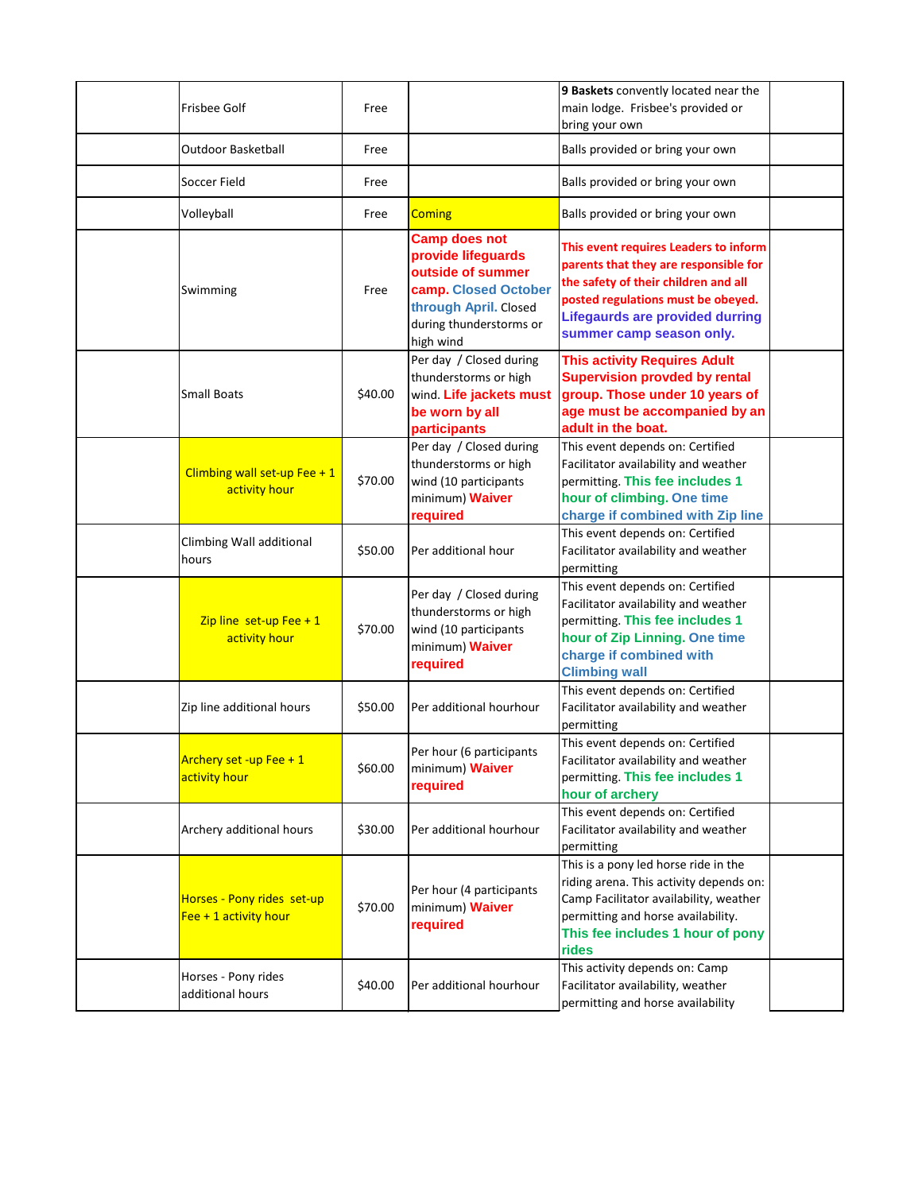| | | | | | |
|---|---|---|---|---|---|
| | Frisbee Golf | Free | | **9 Baskets** convently located near the main lodge. Frisbee's provided or bring your own | |
| | Outdoor Basketball | Free | | Balls provided or bring your own | |
| | Soccer Field | Free | | Balls provided or bring your own | |
| | Volleyball | Free | Coming | Balls provided or bring your own | |
| | Swimming | Free | **Camp does not provide lifeguards outside of summer camp. Closed October through April.** Closed during thunderstorms or high wind | **This event requires Leaders to inform parents that they are responsible for the safety of their children and all posted regulations must be obeyed. Lifegaurds are provided durring summer camp season only.** | |
| | Small Boats | $40.00 | Per day / Closed during thunderstorms or high wind. **Life jackets must be worn by all participants** | **This activity Requires Adult Supervision provded by rental group. Those under 10 years of age must be accompanied by an adult in the boat.** | |
| | Climbing wall set-up Fee + 1 activity hour | $70.00 | Per day / Closed during thunderstorms or high wind (10 participants minimum) **Waiver required** | This event depends on: Certified Facilitator availability and weather permitting. **This fee includes 1 hour of climbing. One time charge if combined with Zip line** | |
| | Climbing Wall additional hours | $50.00 | Per additional hour | This event depends on: Certified Facilitator availability and weather permitting | |
| | Zip line set-up Fee + 1 activity hour | $70.00 | Per day / Closed during thunderstorms or high wind (10 participants minimum) **Waiver required** | This event depends on: Certified Facilitator availability and weather permitting. **This fee includes 1 hour of Zip Linning. One time charge if combined with Climbing wall** | |
| | Zip line additional hours | $50.00 | Per additional hourhour | This event depends on: Certified Facilitator availability and weather permitting | |
| | Archery set -up Fee + 1 activity hour | $60.00 | Per hour (6 participants minimum) **Waiver required** | This event depends on: Certified Facilitator availability and weather permitting. **This fee includes 1 hour of archery** | |
| | Archery additional hours | $30.00 | Per additional hourhour | This event depends on: Certified Facilitator availability and weather permitting | |
| | Horses - Pony rides set-up Fee + 1 activity hour | $70.00 | Per hour (4 participants minimum) **Waiver required** | This is a pony led horse ride in the riding arena. This activity depends on: Camp Facilitator availability, weather permitting and horse availability. **This fee includes 1 hour of pony rides** | |
| | Horses - Pony rides additional hours | $40.00 | Per additional hourhour | This activity depends on: Camp Facilitator availability, weather permitting and horse availability | |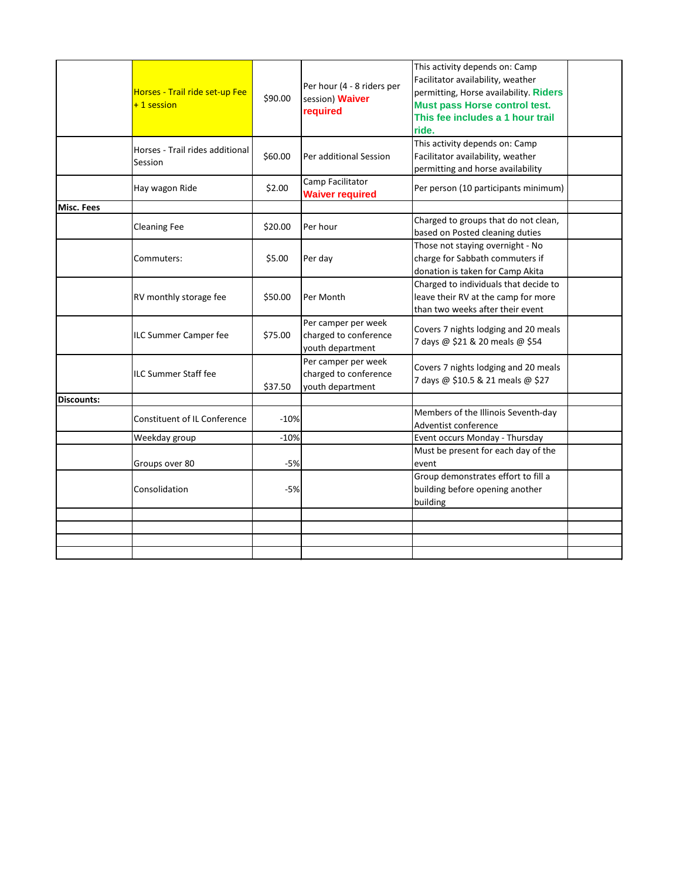| | | | | | |
|---|---|---|---|---|---|
| | Horses - Trail ride set-up Fee + 1 session | $90.00 | Per hour (4 - 8 riders per session) **Waiver required** | This activity depends on: Camp Facilitator availability, weather permitting, Horse availability. **Riders Must pass Horse control test. This fee includes a 1 hour trail ride.** | |
| | Horses - Trail rides additional Session | $60.00 | Per additional Session | This activity depends on: Camp Facilitator availability, weather permitting and horse availability | |
| | Hay wagon Ride | $2.00 | Camp Facilitator **Waiver required** | Per person (10 participants minimum) | |
| **Misc. Fees** | | | | | |
| | Cleaning Fee | $20.00 | Per hour | Charged to groups that do not clean, based on Posted cleaning duties | |
| | Commuters: | $5.00 | Per day | Those not staying overnight - No charge for Sabbath commuters if donation is taken for Camp Akita | |
| | RV monthly storage fee | $50.00 | Per Month | Charged to individuals that decide to leave their RV at the camp for more than two weeks after their event | |
| | ILC Summer Camper fee | $75.00 | Per camper per week charged to conference youth department | Covers 7 nights lodging and 20 meals 7 days @ $21 & 20 meals @ $54 | |
| | ILC Summer Staff fee | $37.50 | Per camper per week charged to conference youth department | Covers 7 nights lodging and 20 meals 7 days @ $10.5 & 21 meals @ $27 | |
| **Discounts:** | | | | | |
| | Constituent of IL Conference | -10% | | Members of the Illinois Seventh-day Adventist conference | |
| | Weekday group | -10% | | Event occurs Monday - Thursday | |
| | Groups over 80 | -5% | | Must be present for each day of the event | |
| | Consolidation | -5% | | Group demonstrates effort to fill a building before opening another building | |
| | | | | | |
| | | | | | |
| | | | | | |
| | | | | | |